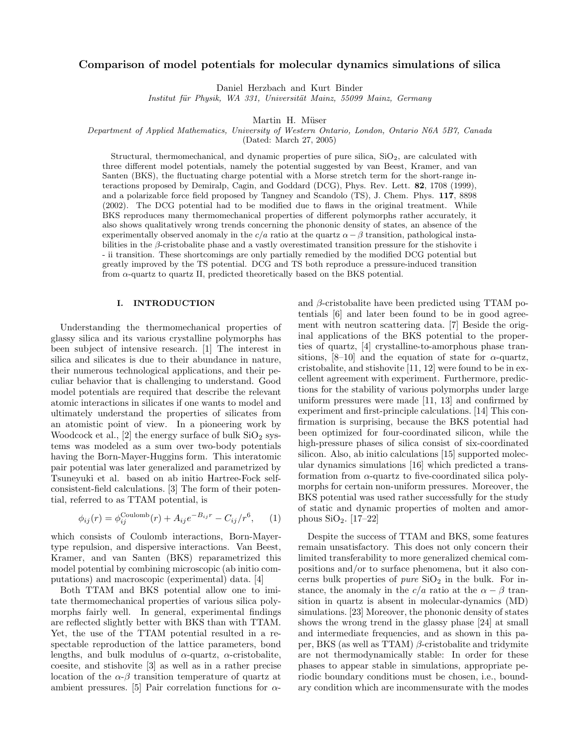# Comparison of model potentials for molecular dynamics simulations of silica

Daniel Herzbach and Kurt Binder
*Institut für Physik, WA 331, Universität Mainz, 55099 Mainz, Germany*

Martin H. Müser
*Department of Applied Mathematics, University of Western Ontario, London, Ontario N6A 5B7, Canada*
(Dated: March 27, 2005)

Structural, thermomechanical, and dynamic properties of pure silica, $SiO_2$, are calculated with three different model potentials, namely the potential suggested by van Beest, Kramer, and van Santen (BKS), the fluctuating charge potential with a Morse stretch term for the short-range interactions proposed by Demiralp, Cagin, and Goddard (DCG), Phys. Rev. Lett. **82**, 1708 (1999), and a polarizable force field proposed by Tangney and Scandolo (TS), J. Chem. Phys. **117**, 8898 (2002). The DCG potential had to be modified due to flaws in the original treatment. While BKS reproduces many thermomechanical properties of different polymorphs rather accurately, it also shows qualitatively wrong trends concerning the phononic density of states, an absence of the experimentally observed anomaly in the $c/a$ ratio at the quartz $\alpha-\beta$ transition, pathological instabilities in the $\beta$-cristobalite phase and a vastly overestimated transition pressure for the stishovite i - ii transition. These shortcomings are only partially remedied by the modified DCG potential but greatly improved by the TS potential. DCG and TS both reproduce a pressure-induced transition from $\alpha$-quartz to quartz II, predicted theoretically based on the BKS potential.

## I. INTRODUCTION

Understanding the thermomechanical properties of glassy silica and its various crystalline polymorphs has been subject of intensive research. [1] The interest in silica and silicates is due to their abundance in nature, their numerous technological applications, and their peculiar behavior that is challenging to understand. Good model potentials are required that describe the relevant atomic interactions in silicates if one wants to model and ultimately understand the properties of silicates from an atomistic point of view. In a pioneering work by Woodcock et al., [2] the energy surface of bulk $SiO_2$ systems was modeled as a sum over two-body potentials having the Born-Mayer-Huggins form. This interatomic pair potential was later generalized and parametrized by Tsuneyuki et al. based on ab initio Hartree-Fock self-consistent-field calculations. [3] The form of their potential, referred to as TTAM potential, is

$$\phi_{ij}(r) = \phi_{ij}^{\text{Coulomb}}(r) + A_{ij}e^{-B_{ij}r} - C_{ij}/r^6, \qquad (1)$$

which consists of Coulomb interactions, Born-Mayer-type repulsion, and dispersive interactions. Van Beest, Kramer, and van Santen (BKS) reparametrized this model potential by combining microscopic (ab initio computations) and macroscopic (experimental) data. [4]

Both TTAM and BKS potential allow one to imitate thermomechanical properties of various silica polymorphs fairly well. In general, experimental findings are reflected slightly better with BKS than with TTAM. Yet, the use of the TTAM potential resulted in a respectable reproduction of the lattice parameters, bond lengths, and bulk modulus of $\alpha$-quartz, $\alpha$-cristobalite, coesite, and stishovite [3] as well as in a rather precise location of the $\alpha$-$\beta$ transition temperature of quartz at ambient pressures. [5] Pair correlation functions for $\alpha$- and $\beta$-cristobalite have been predicted using TTAM potentials [6] and later been found to be in good agreement with neutron scattering data. [7] Beside the original applications of the BKS potential to the properties of quartz, [4] crystalline-to-amorphous phase transitions, [8–10] and the equation of state for $\alpha$-quartz, cristobalite, and stishovite [11, 12] were found to be in excellent agreement with experiment. Furthermore, predictions for the stability of various polymorphs under large uniform pressures were made [11, 13] and confirmed by experiment and first-principle calculations. [14] This confirmation is surprising, because the BKS potential had been optimized for four-coordinated silicon, while the high-pressure phases of silica consist of six-coordinated silicon. Also, ab initio calculations [15] supported molecular dynamics simulations [16] which predicted a transformation from $\alpha$-quartz to five-coordinated silica polymorphs for certain non-uniform pressures. Moreover, the BKS potential was used rather successfully for the study of static and dynamic properties of molten and amorphous $SiO_2$. [17–22]

Despite the success of TTAM and BKS, some features remain unsatisfactory. This does not only concern their limited transferability to more generalized chemical compositions and/or to surface phenomena, but it also concerns bulk properties of *pure* $SiO_2$ in the bulk. For instance, the anomaly in the $c/a$ ratio at the $\alpha-\beta$ transition in quartz is absent in molecular-dynamics (MD) simulations. [23] Moreover, the phononic density of states shows the wrong trend in the glassy phase [24] at small and intermediate frequencies, and as shown in this paper, BKS (as well as TTAM) $\beta$-cristobalite and tridymite are not thermodynamically stable: In order for these phases to appear stable in simulations, appropriate periodic boundary conditions must be chosen, i.e., boundary condition which are incommensurate with the modes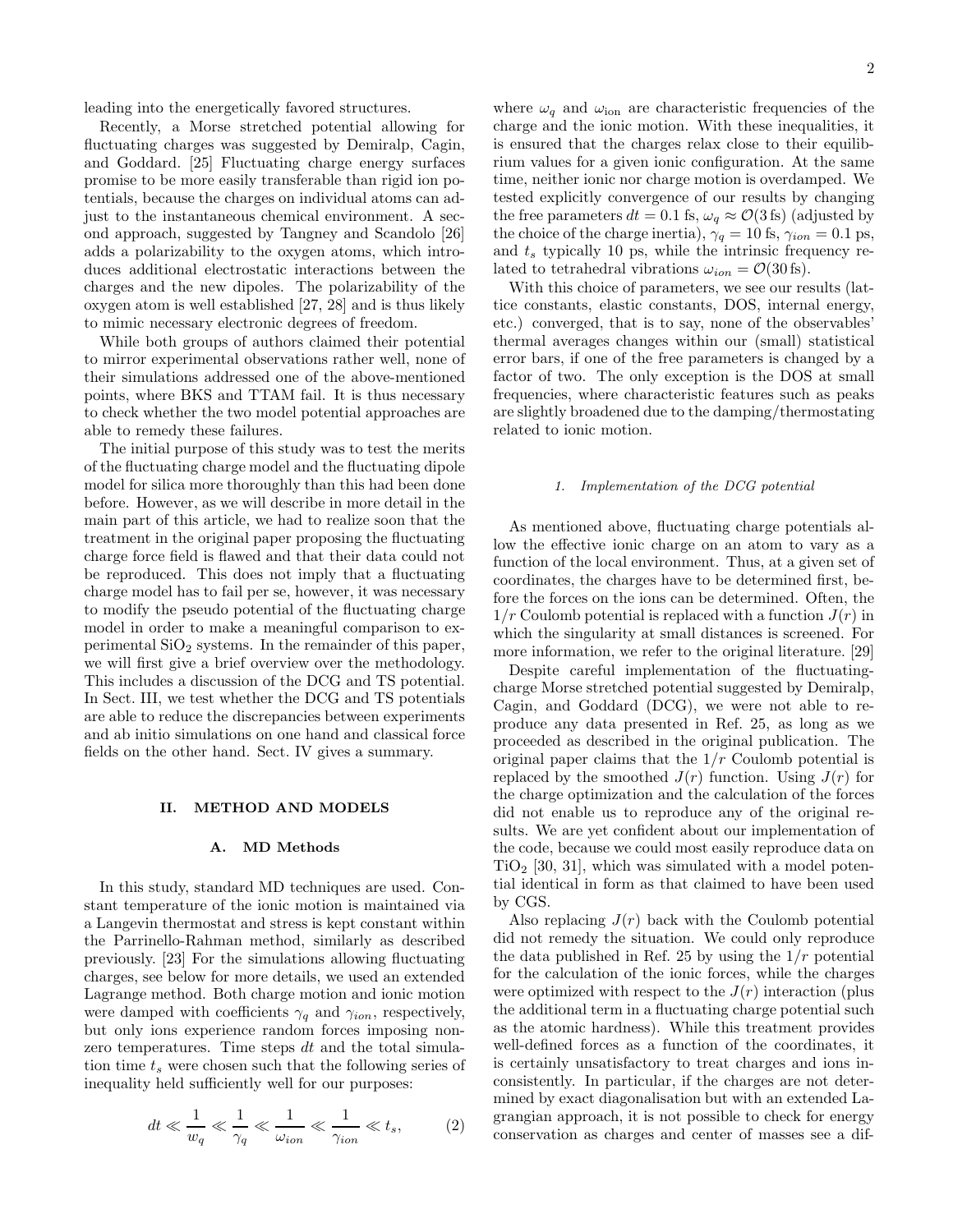leading into the energetically favored structures.

Recently, a Morse stretched potential allowing for fluctuating charges was suggested by Demiralp, Cagin, and Goddard. [25] Fluctuating charge energy surfaces promise to be more easily transferable than rigid ion potentials, because the charges on individual atoms can adjust to the instantaneous chemical environment. A second approach, suggested by Tangney and Scandolo [26] adds a polarizability to the oxygen atoms, which introduces additional electrostatic interactions between the charges and the new dipoles. The polarizability of the oxygen atom is well established [27, 28] and is thus likely to mimic necessary electronic degrees of freedom.

While both groups of authors claimed their potential to mirror experimental observations rather well, none of their simulations addressed one of the above-mentioned points, where BKS and TTAM fail. It is thus necessary to check whether the two model potential approaches are able to remedy these failures.

The initial purpose of this study was to test the merits of the fluctuating charge model and the fluctuating dipole model for silica more thoroughly than this had been done before. However, as we will describe in more detail in the main part of this article, we had to realize soon that the treatment in the original paper proposing the fluctuating charge force field is flawed and that their data could not be reproduced. This does not imply that a fluctuating charge model has to fail per se, however, it was necessary to modify the pseudo potential of the fluctuating charge model in order to make a meaningful comparison to experimental $SiO_2$ systems. In the remainder of this paper, we will first give a brief overview over the methodology. This includes a discussion of the DCG and TS potential. In Sect. III, we test whether the DCG and TS potentials are able to reduce the discrepancies between experiments and ab initio simulations on one hand and classical force fields on the other hand. Sect. IV gives a summary.

## II. METHOD AND MODELS

### A. MD Methods

In this study, standard MD techniques are used. Constant temperature of the ionic motion is maintained via a Langevin thermostat and stress is kept constant within the Parrinello-Rahman method, similarly as described previously. [23] For the simulations allowing fluctuating charges, see below for more details, we used an extended Lagrange method. Both charge motion and ionic motion were damped with coefficients $\gamma_q$ and $\gamma_{ion}$, respectively, but only ions experience random forces imposing nonzero temperatures. Time steps $dt$ and the total simulation time $t_s$ were chosen such that the following series of inequality held sufficiently well for our purposes:

$$dt \ll \frac{1}{w_q} \ll \frac{1}{\gamma_q} \ll \frac{1}{\omega_{ion}} \ll \frac{1}{\gamma_{ion}} \ll t_s, \qquad (2)$$

where $\omega_q$ and $\omega_{\rm ion}$ are characteristic frequencies of the charge and the ionic motion. With these inequalities, it is ensured that the charges relax close to their equilibrium values for a given ionic configuration. At the same time, neither ionic nor charge motion is overdamped. We tested explicitly convergence of our results by changing the free parameters $dt = 0.1$ fs, $\omega_q \approx \mathcal{O}(3\,\text{fs})$ (adjusted by the choice of the charge inertia), $\gamma_q = 10$ fs, $\gamma_{ion} = 0.1$ ps, and $t_s$ typically 10 ps, while the intrinsic frequency related to tetrahedral vibrations $\omega_{ion} = \mathcal{O}(30\,\text{fs})$.

With this choice of parameters, we see our results (lattice constants, elastic constants, DOS, internal energy, etc.) converged, that is to say, none of the observables' thermal averages changes within our (small) statistical error bars, if one of the free parameters is changed by a factor of two. The only exception is the DOS at small frequencies, where characteristic features such as peaks are slightly broadened due to the damping/thermostating related to ionic motion.

#### 1. Implementation of the DCG potential

As mentioned above, fluctuating charge potentials allow the effective ionic charge on an atom to vary as a function of the local environment. Thus, at a given set of coordinates, the charges have to be determined first, before the forces on the ions can be determined. Often, the $1/r$ Coulomb potential is replaced with a function $J(r)$ in which the singularity at small distances is screened. For more information, we refer to the original literature. [29]

Despite careful implementation of the fluctuating-charge Morse stretched potential suggested by Demiralp, Cagin, and Goddard (DCG), we were not able to reproduce any data presented in Ref. 25, as long as we proceeded as described in the original publication. The original paper claims that the $1/r$ Coulomb potential is replaced by the smoothed $J(r)$ function. Using $J(r)$ for the charge optimization and the calculation of the forces did not enable us to reproduce any of the original results. We are yet confident about our implementation of the code, because we could most easily reproduce data on $TiO_2$ [30, 31], which was simulated with a model potential identical in form as that claimed to have been used by CGS.

Also replacing $J(r)$ back with the Coulomb potential did not remedy the situation. We could only reproduce the data published in Ref. 25 by using the $1/r$ potential for the calculation of the ionic forces, while the charges were optimized with respect to the $J(r)$ interaction (plus the additional term in a fluctuating charge potential such as the atomic hardness). While this treatment provides well-defined forces as a function of the coordinates, it is certainly unsatisfactory to treat charges and ions inconsistently. In particular, if the charges are not determined by exact diagonalisation but with an extended Lagrangian approach, it is not possible to check for energy conservation as charges and center of masses see a dif-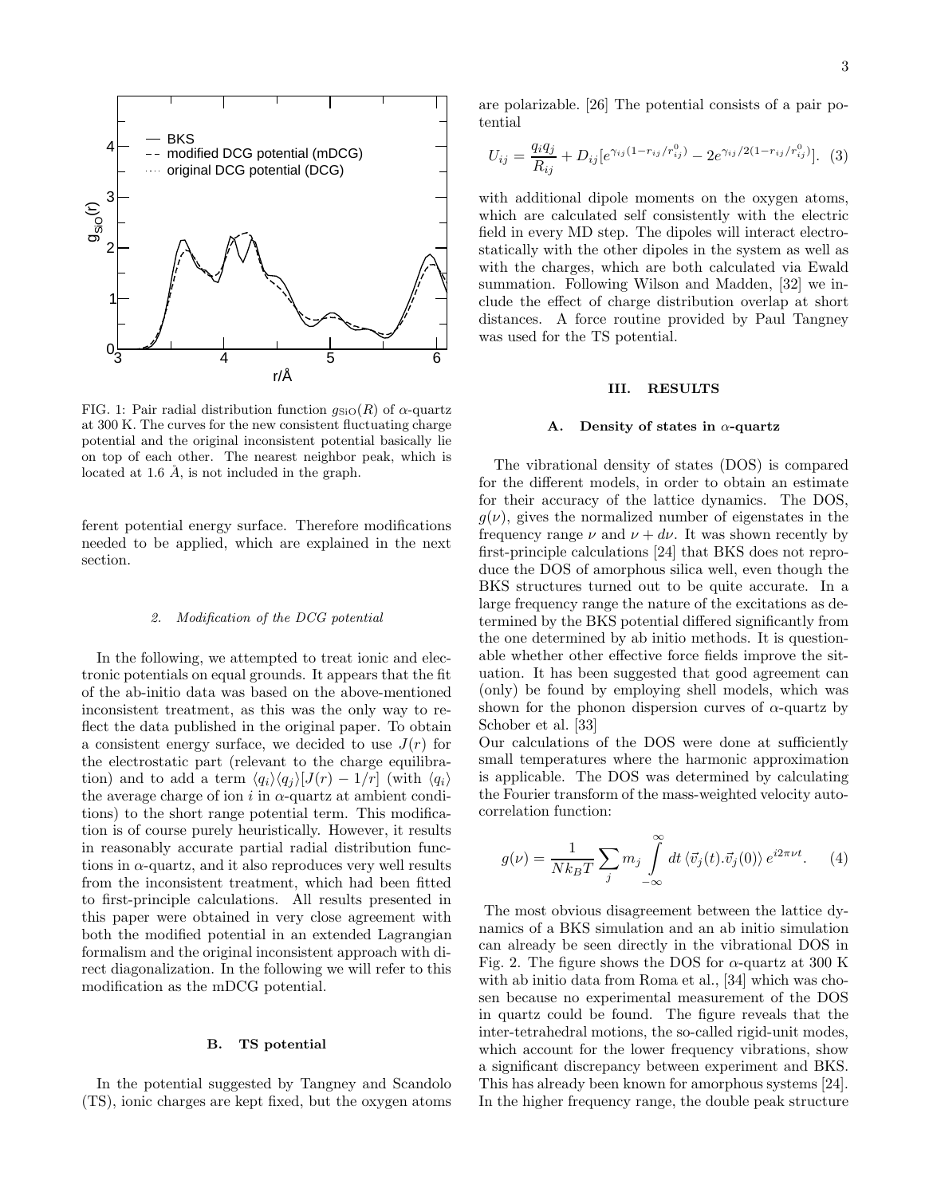— BKS
-- modified DCG potential (mDCG)
···· original DCG potential (DCG)

$g_{SiO}(r)$

r/Å

0 1 2 3 4

3 4 5 6

FIG. 1: Pair radial distribution function $g_{\rm SiO}(R)$ of $\alpha$-quartz at 300 K. The curves for the new consistent fluctuating charge potential and the original inconsistent potential basically lie on top of each other. The nearest neighbor peak, which is located at 1.6 $\mathring{A}$, is not included in the graph.

ferent potential energy surface. Therefore modifications needed to be applied, which are explained in the next section.

#### *2. Modification of the DCG potential*

In the following, we attempted to treat ionic and electronic potentials on equal grounds. It appears that the fit of the ab-initio data was based on the above-mentioned inconsistent treatment, as this was the only way to reflect the data published in the original paper. To obtain a consistent energy surface, we decided to use $J(r)$ for the electrostatic part (relevant to the charge equilibration) and to add a term $\langle q_i \rangle \langle q_j \rangle [J(r) - 1/r]$ (with $\langle q_i \rangle$ the average charge of ion $i$ in $\alpha$-quartz at ambient conditions) to the short range potential term. This modification is of course purely heuristically. However, it results in reasonably accurate partial radial distribution functions in $\alpha$-quartz, and it also reproduces very well results from the inconsistent treatment, which had been fitted to first-principle calculations. All results presented in this paper were obtained in very close agreement with both the modified potential in an extended Lagrangian formalism and the original inconsistent approach with direct diagonalization. In the following we will refer to this modification as the mDCG potential.

### B. TS potential

In the potential suggested by Tangney and Scandolo (TS), ionic charges are kept fixed, but the oxygen atoms are polarizable. [26] The potential consists of a pair potential

$$U_{ij} = \frac{q_i q_j}{R_{ij}} + D_{ij}[e^{\gamma_{ij}(1-r_{ij}/r^0_{ij})} - 2e^{\gamma_{ij}/2(1-r_{ij}/r^0_{ij})}]. \quad (3)$$

with additional dipole moments on the oxygen atoms, which are calculated self consistently with the electric field in every MD step. The dipoles will interact electrostatically with the other dipoles in the system as well as with the charges, which are both calculated via Ewald summation. Following Wilson and Madden, [32] we include the effect of charge distribution overlap at short distances. A force routine provided by Paul Tangney was used for the TS potential.

## III. RESULTS

### A. Density of states in $\alpha$-quartz

The vibrational density of states (DOS) is compared for the different models, in order to obtain an estimate for their accuracy of the lattice dynamics. The DOS, $g(\nu)$, gives the normalized number of eigenstates in the frequency range $\nu$ and $\nu + d\nu$. It was shown recently by first-principle calculations [24] that BKS does not reproduce the DOS of amorphous silica well, even though the BKS structures turned out to be quite accurate. In a large frequency range the nature of the excitations as determined by the BKS potential differed significantly from the one determined by ab initio methods. It is questionable whether other effective force fields improve the situation. It has been suggested that good agreement can (only) be found by employing shell models, which was shown for the phonon dispersion curves of $\alpha$-quartz by Schober et al. [33]

Our calculations of the DOS were done at sufficiently small temperatures where the harmonic approximation is applicable. The DOS was determined by calculating the Fourier transform of the mass-weighted velocity autocorrelation function:

$$g(\nu) = \frac{1}{Nk_BT} \sum_j m_j \int_{-\infty}^{\infty} dt \, \langle \vec{v}_j(t) . \vec{v}_j(0) \rangle \, e^{i2\pi\nu t}. \quad (4)$$

The most obvious disagreement between the lattice dynamics of a BKS simulation and an ab initio simulation can already be seen directly in the vibrational DOS in Fig. 2. The figure shows the DOS for $\alpha$-quartz at 300 K with ab initio data from Roma et al., [34] which was chosen because no experimental measurement of the DOS in quartz could be found. The figure reveals that the inter-tetrahedral motions, the so-called rigid-unit modes, which account for the lower frequency vibrations, show a significant discrepancy between experiment and BKS. This has already been known for amorphous systems [24]. In the higher frequency range, the double peak structure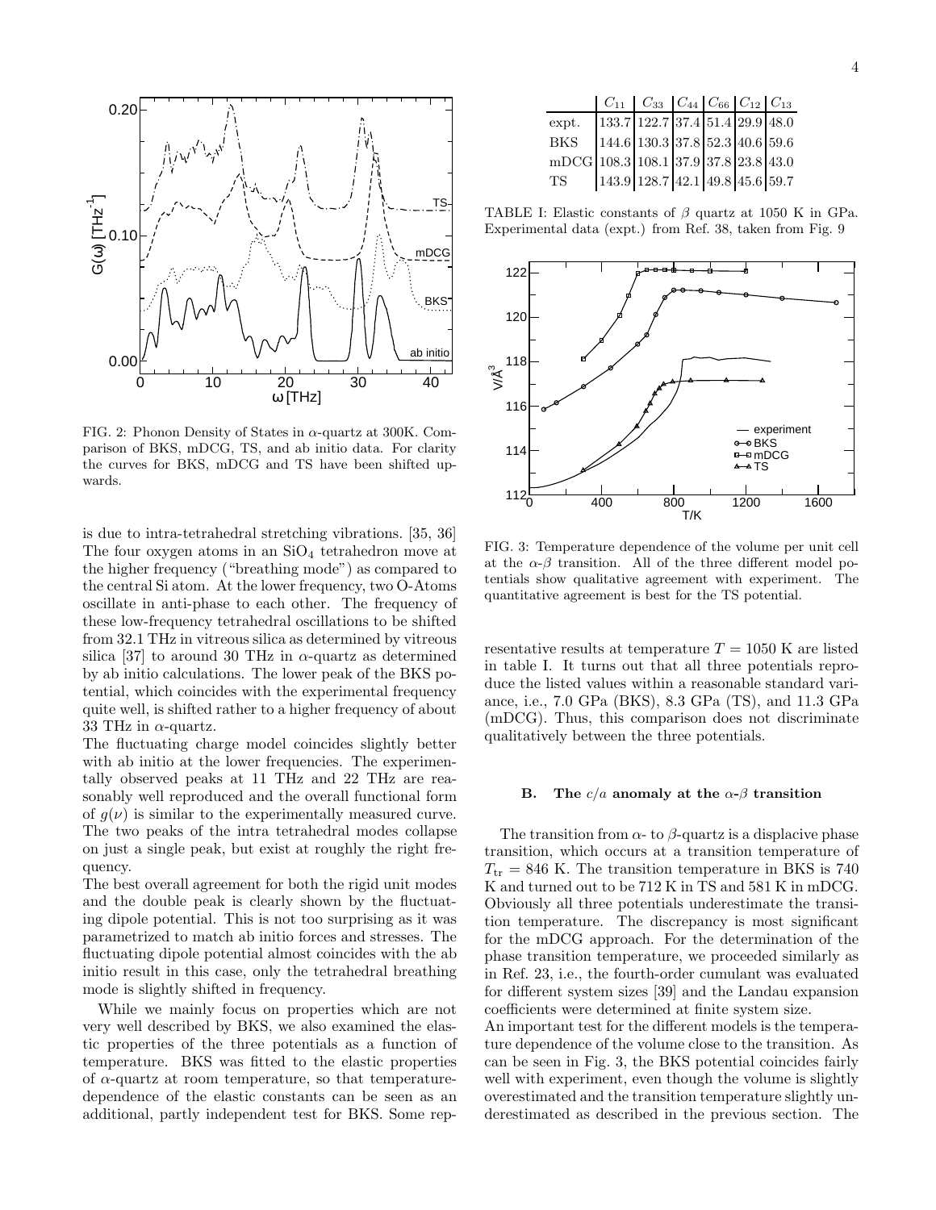0.20
0.10
0.00
G(ω) [THz$^{-1}$]
0
10
20
30
40
ω [THz]
TS
mDCG
BKS
ab initio

FIG. 2: Phonon Density of States in $\alpha$-quartz at 300K. Comparison of BKS, mDCG, TS, and ab initio data. For clarity the curves for BKS, mDCG and TS have been shifted upwards.

is due to intra-tetrahedral stretching vibrations. [35, 36] The four oxygen atoms in an $SiO_4$ tetrahedron move at the higher frequency ("breathing mode") as compared to the central Si atom. At the lower frequency, two O-Atoms oscillate in anti-phase to each other. The frequency of these low-frequency tetrahedral oscillations to be shifted from 32.1 THz in vitreous silica as determined by vitreous silica [37] to around 30 THz in $\alpha$-quartz as determined by ab initio calculations. The lower peak of the BKS potential, which coincides with the experimental frequency quite well, is shifted rather to a higher frequency of about 33 THz in $\alpha$-quartz.

The fluctuating charge model coincides slightly better with ab initio at the lower frequencies. The experimentally observed peaks at 11 THz and 22 THz are reasonably well reproduced and the overall functional form of $g(\nu)$ is similar to the experimentally measured curve. The two peaks of the intra tetrahedral modes collapse on just a single peak, but exist at roughly the right frequency.

The best overall agreement for both the rigid unit modes and the double peak is clearly shown by the fluctuating dipole potential. This is not too surprising as it was parametrized to match ab initio forces and stresses. The fluctuating dipole potential almost coincides with the ab initio result in this case, only the tetrahedral breathing mode is slightly shifted in frequency.

While we mainly focus on properties which are not very well described by BKS, we also examined the elastic properties of the three potentials as a function of temperature. BKS was fitted to the elastic properties of $\alpha$-quartz at room temperature, so that temperature-dependence of the elastic constants can be seen as an additional, partly independent test for BKS. Some representative results at temperature $T = 1050$ K are listed in table I. It turns out that all three potentials reproduce the listed values within a reasonable standard variance, i.e., 7.0 GPa (BKS), 8.3 GPa (TS), and 11.3 GPa (mDCG). Thus, this comparison does not discriminate qualitatively between the three potentials.

| | $C_{11}$ | $C_{33}$ | $C_{44}$ | $C_{66}$ | $C_{12}$ | $C_{13}$ |
|---|---|---|---|---|---|---|
| expt. | 133.7 | 122.7 | 37.4 | 51.4 | 29.9 | 48.0 |
| BKS | 144.6 | 130.3 | 37.8 | 52.3 | 40.6 | 59.6 |
| mDCG | 108.3 | 108.1 | 37.9 | 37.8 | 23.8 | 43.0 |
| TS | 143.9 | 128.7 | 42.1 | 49.8 | 45.6 | 59.7 |

TABLE I: Elastic constants of $\beta$ quartz at 1050 K in GPa. Experimental data (expt.) from Ref. 38, taken from Fig. 9

122
120
118
116
114
112
V/Å$^3$
0
400
800
1200
1600
T/K
— experiment
BKS
mDCG
TS

FIG. 3: Temperature dependence of the volume per unit cell at the $\alpha$-$\beta$ transition. All of the three different model potentials show qualitative agreement with experiment. The quantitative agreement is best for the TS potential.

### B. The $c/a$ anomaly at the $\alpha$-$\beta$ transition

The transition from $\alpha$- to $\beta$-quartz is a displacive phase transition, which occurs at a transition temperature of $T_{\rm tr} = 846$ K. The transition temperature in BKS is 740 K and turned out to be 712 K in TS and 581 K in mDCG. Obviously all three potentials underestimate the transition temperature. The discrepancy is most significant for the mDCG approach. For the determination of the phase transition temperature, we proceeded similarly as in Ref. 23, i.e., the fourth-order cumulant was evaluated for different system sizes [39] and the Landau expansion coefficients were determined at finite system size.

An important test for the different models is the temperature dependence of the volume close to the transition. As can be seen in Fig. 3, the BKS potential coincides fairly well with experiment, even though the volume is slightly overestimated and the transition temperature slightly underestimated as described in the previous section. The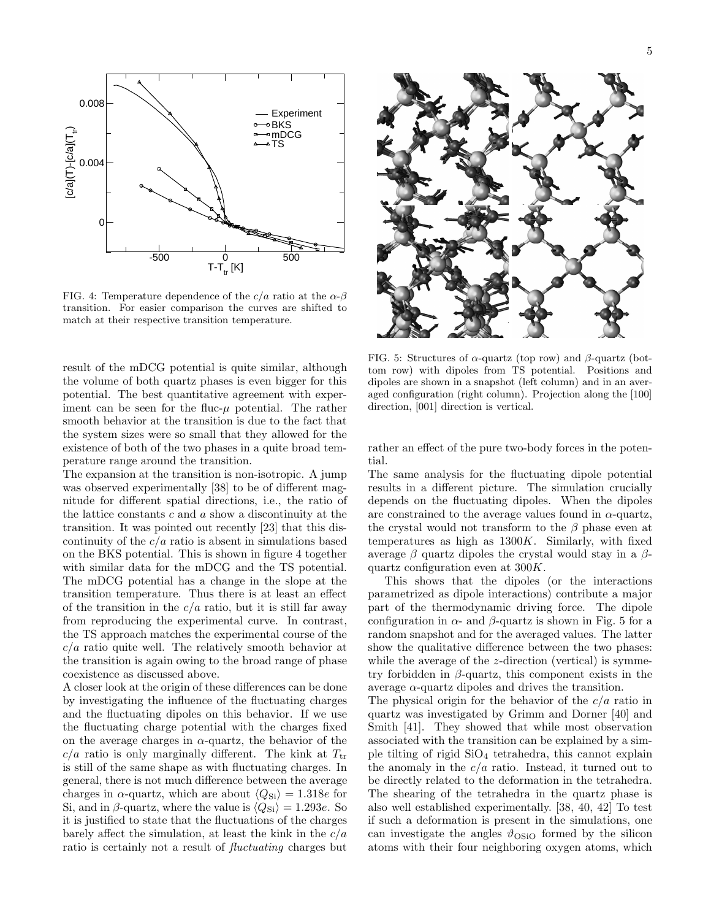0.008
0.004
0
[c/a](T)-[c/a](T$_{tr}$)
-500
0
500
T-T$_{tr}$ [K]
Experiment
BKS
mDCG
TS

FIG. 4: Temperature dependence of the $c/a$ ratio at the $\alpha$-$\beta$ transition. For easier comparison the curves are shifted to match at their respective transition temperature.

result of the mDCG potential is quite similar, although the volume of both quartz phases is even bigger for this potential. The best quantitative agreement with experiment can be seen for the fluc-$\mu$ potential. The rather smooth behavior at the transition is due to the fact that the system sizes were so small that they allowed for the existence of both of the two phases in a quite broad temperature range around the transition.

The expansion at the transition is non-isotropic. A jump was observed experimentally [38] to be of different magnitude for different spatial directions, i.e., the ratio of the lattice constants $c$ and $a$ show a discontinuity at the transition. It was pointed out recently [23] that this discontinuity of the $c/a$ ratio is absent in simulations based on the BKS potential. This is shown in figure 4 together with similar data for the mDCG and the TS potential. The mDCG potential has a change in the slope at the transition temperature. Thus there is at least an effect of the transition in the $c/a$ ratio, but it is still far away from reproducing the experimental curve. In contrast, the TS approach matches the experimental course of the $c/a$ ratio quite well. The relatively smooth behavior at the transition is again owing to the broad range of phase coexistence as discussed above.

A closer look at the origin of these differences can be done by investigating the influence of the fluctuating charges and the fluctuating dipoles on this behavior. If we use the fluctuating charge potential with the charges fixed on the average charges in $\alpha$-quartz, the behavior of the $c/a$ ratio is only marginally different. The kink at $T_{\mathrm{tr}}$ is still of the same shape as with fluctuating charges. In general, there is not much difference between the average charges in $\alpha$-quartz, which are about $\langle Q_{\mathrm{Si}}\rangle = 1.318e$ for Si, and in $\beta$-quartz, where the value is $\langle Q_{\mathrm{Si}}\rangle = 1.293e$. So it is justified to state that the fluctuations of the charges barely affect the simulation, at least the kink in the $c/a$ ratio is certainly not a result of *fluctuating* charges but rather an effect of the pure two-body forces in the potential.

FIG. 5: Structures of $\alpha$-quartz (top row) and $\beta$-quartz (bottom row) with dipoles from TS potential. Positions and dipoles are shown in a snapshot (left column) and in an averaged configuration (right column). Projection along the [100] direction, [001] direction is vertical.

The same analysis for the fluctuating dipole potential results in a different picture. The simulation crucially depends on the fluctuating dipoles. When the dipoles are constrained to the average values found in $\alpha$-quartz, the crystal would not transform to the $\beta$ phase even at temperatures as high as $1300K$. Similarly, with fixed average $\beta$ quartz dipoles the crystal would stay in a $\beta$-quartz configuration even at $300K$.

This shows that the dipoles (or the interactions parametrized as dipole interactions) contribute a major part of the thermodynamic driving force. The dipole configuration in $\alpha$- and $\beta$-quartz is shown in Fig. 5 for a random snapshot and for the averaged values. The latter show the qualitative difference between the two phases: while the average of the $z$-direction (vertical) is symmetry forbidden in $\beta$-quartz, this component exists in the average $\alpha$-quartz dipoles and drives the transition.

The physical origin for the behavior of the $c/a$ ratio in quartz was investigated by Grimm and Dorner [40] and Smith [41]. They showed that while most observation associated with the transition can be explained by a simple tilting of rigid $SiO_4$ tetrahedra, this cannot explain the anomaly in the $c/a$ ratio. Instead, it turned out to be directly related to the deformation in the tetrahedra. The shearing of the tetrahedra in the quartz phase is also well established experimentally. [38, 40, 42] To test if such a deformation is present in the simulations, one can investigate the angles $\vartheta_{\mathrm{OSiO}}$ formed by the silicon atoms with their four neighboring oxygen atoms, which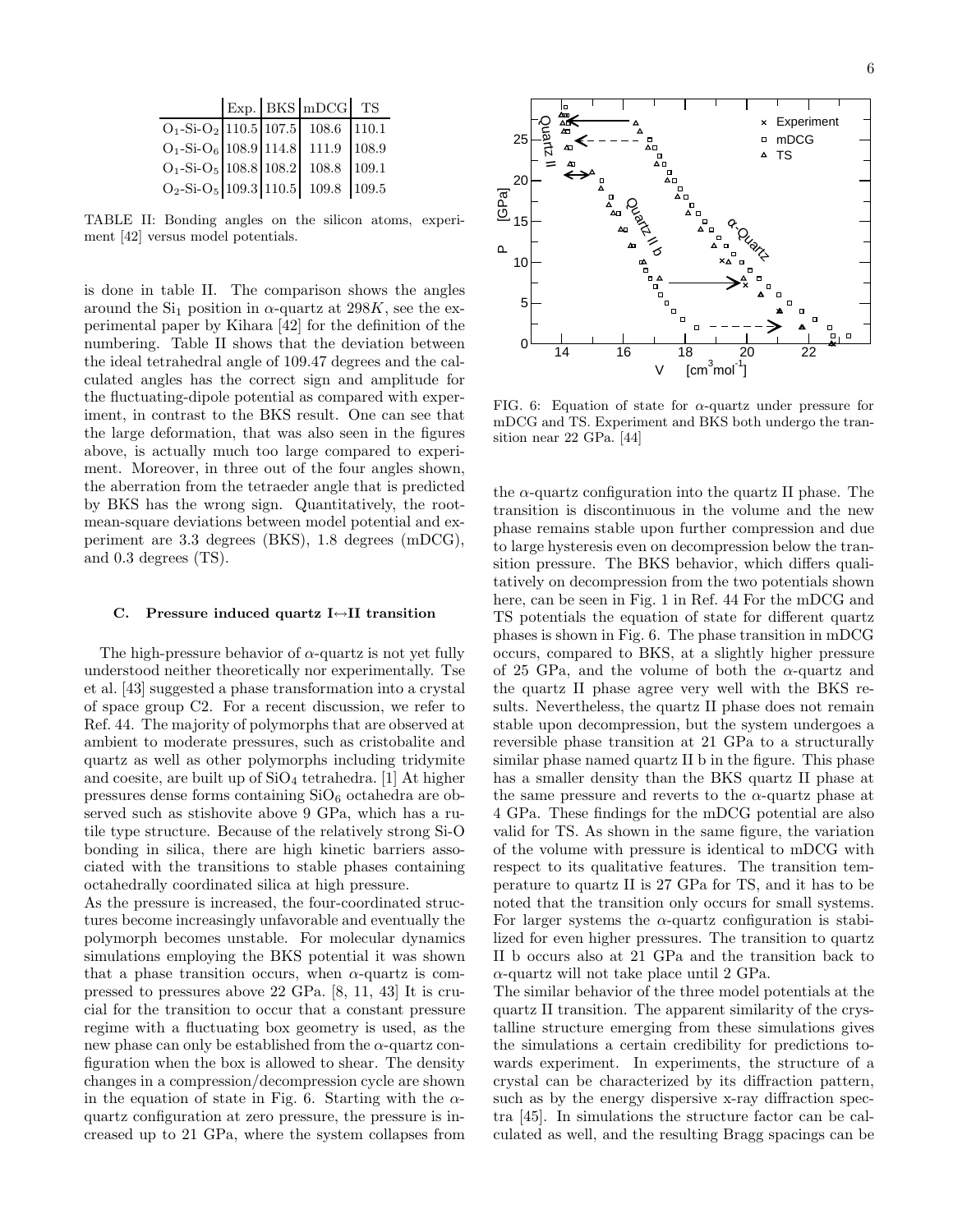|  | Exp. | BKS | mDCG | TS |
|---|---|---|---|---|
| $O_1$-Si-$O_2$ | 110.5 | 107.5 | 108.6 | 110.1 |
| $O_1$-Si-$O_6$ | 108.9 | 114.8 | 111.9 | 108.9 |
| $O_1$-Si-$O_5$ | 108.8 | 108.2 | 108.8 | 109.1 |
| $O_2$-Si-$O_5$ | 109.3 | 110.5 | 109.8 | 109.5 |

TABLE II: Bonding angles on the silicon atoms, experiment [42] versus model potentials.

is done in table II. The comparison shows the angles around the $Si_1$ position in $\alpha$-quartz at $298K$, see the experimental paper by Kihara [42] for the definition of the numbering. Table II shows that the deviation between the ideal tetrahedral angle of 109.47 degrees and the calculated angles has the correct sign and amplitude for the fluctuating-dipole potential as compared with experiment, in contrast to the BKS result. One can see that the large deformation, that was also seen in the figures above, is actually much too large compared to experiment. Moreover, in three out of the four angles shown, the aberration from the tetraeder angle that is predicted by BKS has the wrong sign. Quantitatively, the root-mean-square deviations between model potential and experiment are 3.3 degrees (BKS), 1.8 degrees (mDCG), and 0.3 degrees (TS).

### C. Pressure induced quartz I↔II transition

The high-pressure behavior of $\alpha$-quartz is not yet fully understood neither theoretically nor experimentally. Tse et al. [43] suggested a phase transformation into a crystal of space group C2. For a recent discussion, we refer to Ref. 44. The majority of polymorphs that are observed at ambient to moderate pressures, such as cristobalite and quartz as well as other polymorphs including tridymite and coesite, are built up of $SiO_4$ tetrahedra. [1] At higher pressures dense forms containing $SiO_6$ octahedra are observed such as stishovite above 9 GPa, which has a rutile type structure. Because of the relatively strong Si-O bonding in silica, there are high kinetic barriers associated with the transitions to stable phases containing octahedrally coordinated silica at high pressure.

As the pressure is increased, the four-coordinated structures become increasingly unfavorable and eventually the polymorph becomes unstable. For molecular dynamics simulations employing the BKS potential it was shown that a phase transition occurs, when $\alpha$-quartz is compressed to pressures above 22 GPa. [8, 11, 43] It is crucial for the transition to occur that a constant pressure regime with a fluctuating box geometry is used, as the new phase can only be established from the $\alpha$-quartz configuration when the box is allowed to shear. The density changes in a compression/decompression cycle are shown in the equation of state in Fig. 6. Starting with the $\alpha$-quartz configuration at zero pressure, the pressure is increased up to 21 GPa, where the system collapses from

Quartz II
Quartz II b
α-Quartz
× Experiment
□ mDCG
△ TS
P [GPa]
V [cm$^3$mol$^{-1}$]
0 5 10 15 20 25
14 16 18 20 22

FIG. 6: Equation of state for $\alpha$-quartz under pressure for mDCG and TS. Experiment and BKS both undergo the transition near 22 GPa. [44]

the $\alpha$-quartz configuration into the quartz II phase. The transition is discontinuous in the volume and the new phase remains stable upon further compression and due to large hysteresis even on decompression below the transition pressure. The BKS behavior, which differs qualitatively on decompression from the two potentials shown here, can be seen in Fig. 1 in Ref. 44 For the mDCG and TS potentials the equation of state for different quartz phases is shown in Fig. 6. The phase transition in mDCG occurs, compared to BKS, at a slightly higher pressure of 25 GPa, and the volume of both the $\alpha$-quartz and the quartz II phase agree very well with the BKS results. Nevertheless, the quartz II phase does not remain stable upon decompression, but the system undergoes a reversible phase transition at 21 GPa to a structurally similar phase named quartz II b in the figure. This phase has a smaller density than the BKS quartz II phase at the same pressure and reverts to the $\alpha$-quartz phase at 4 GPa. These findings for the mDCG potential are also valid for TS. As shown in the same figure, the variation of the volume with pressure is identical to mDCG with respect to its qualitative features. The transition temperature to quartz II is 27 GPa for TS, and it has to be noted that the transition only occurs for small systems. For larger systems the $\alpha$-quartz configuration is stabilized for even higher pressures. The transition to quartz II b occurs also at 21 GPa and the transition back to $\alpha$-quartz will not take place until 2 GPa.

The similar behavior of the three model potentials at the quartz II transition. The apparent similarity of the crystalline structure emerging from these simulations gives the simulations a certain credibility for predictions towards experiment. In experiments, the structure of a crystal can be characterized by its diffraction pattern, such as by the energy dispersive x-ray diffraction spectra [45]. In simulations the structure factor can be calculated as well, and the resulting Bragg spacings can be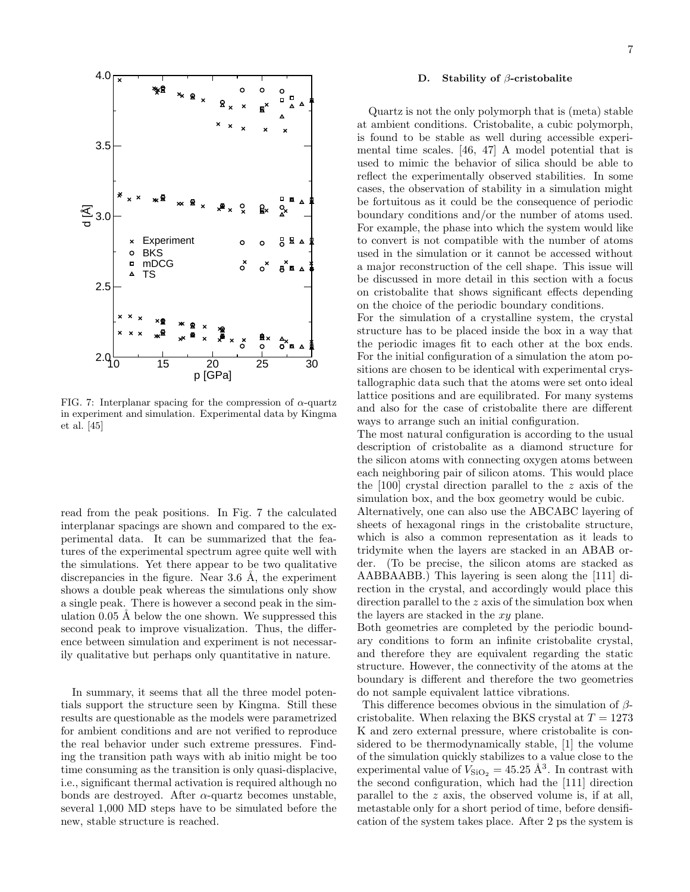FIG. 7: Interplanar spacing for the compression of α-quartz in experiment and simulation. Experimental data by Kingma et al. [45]

read from the peak positions. In Fig. 7 the calculated interplanar spacings are shown and compared to the experimental data. It can be summarized that the features of the experimental spectrum agree quite well with the simulations. Yet there appear to be two qualitative discrepancies in the figure. Near 3.6 Å, the experiment shows a double peak whereas the simulations only show a single peak. There is however a second peak in the simulation 0.05 Å below the one shown. We suppressed this second peak to improve visualization. Thus, the difference between simulation and experiment is not necessarily qualitative but perhaps only quantitative in nature.

In summary, it seems that all the three model potentials support the structure seen by Kingma. Still these results are questionable as the models were parametrized for ambient conditions and are not verified to reproduce the real behavior under such extreme pressures. Finding the transition path ways with ab initio might be too time consuming as the transition is only quasi-displacive, i.e., significant thermal activation is required although no bonds are destroyed. After α-quartz becomes unstable, several 1,000 MD steps have to be simulated before the new, stable structure is reached.

### D. Stability of β-cristobalite

Quartz is not the only polymorph that is (meta) stable at ambient conditions. Cristobalite, a cubic polymorph, is found to be stable as well during accessible experimental time scales. [46, 47] A model potential that is used to mimic the behavior of silica should be able to reflect the experimentally observed stabilities. In some cases, the observation of stability in a simulation might be fortuitous as it could be the consequence of periodic boundary conditions and/or the number of atoms used. For example, the phase into which the system would like to convert is not compatible with the number of atoms used in the simulation or it cannot be accessed without a major reconstruction of the cell shape. This issue will be discussed in more detail in this section with a focus on cristobalite that shows significant effects depending on the choice of the periodic boundary conditions.

For the simulation of a crystalline system, the crystal structure has to be placed inside the box in a way that the periodic images fit to each other at the box ends. For the initial configuration of a simulation the atom positions are chosen to be identical with experimental crystallographic data such that the atoms were set onto ideal lattice positions and are equilibrated. For many systems and also for the case of cristobalite there are different ways to arrange such an initial configuration.

The most natural configuration is according to the usual description of cristobalite as a diamond structure for the silicon atoms with connecting oxygen atoms between each neighboring pair of silicon atoms. This would place the [100] crystal direction parallel to the $z$ axis of the simulation box, and the box geometry would be cubic.

Alternatively, one can also use the ABCABC layering of sheets of hexagonal rings in the cristobalite structure, which is also a common representation as it leads to tridymite when the layers are stacked in an ABAB order. (To be precise, the silicon atoms are stacked as AABBAABB.) This layering is seen along the [111] direction in the crystal, and accordingly would place this direction parallel to the $z$ axis of the simulation box when the layers are stacked in the $xy$ plane.

Both geometries are completed by the periodic boundary conditions to form an infinite cristobalite crystal, and therefore they are equivalent regarding the static structure. However, the connectivity of the atoms at the boundary is different and therefore the two geometries do not sample equivalent lattice vibrations.

This difference becomes obvious in the simulation of β-cristobalite. When relaxing the BKS crystal at $T = 1273$ K and zero external pressure, where cristobalite is considered to be thermodynamically stable, [1] the volume of the simulation quickly stabilizes to a value close to the experimental value of $V_{\mathrm{SiO_2}} = 45.25$ Å$^3$. In contrast with the second configuration, which had the [111] direction parallel to the $z$ axis, the observed volume is, if at all, metastable only for a short period of time, before densification of the system takes place. After 2 ps the system is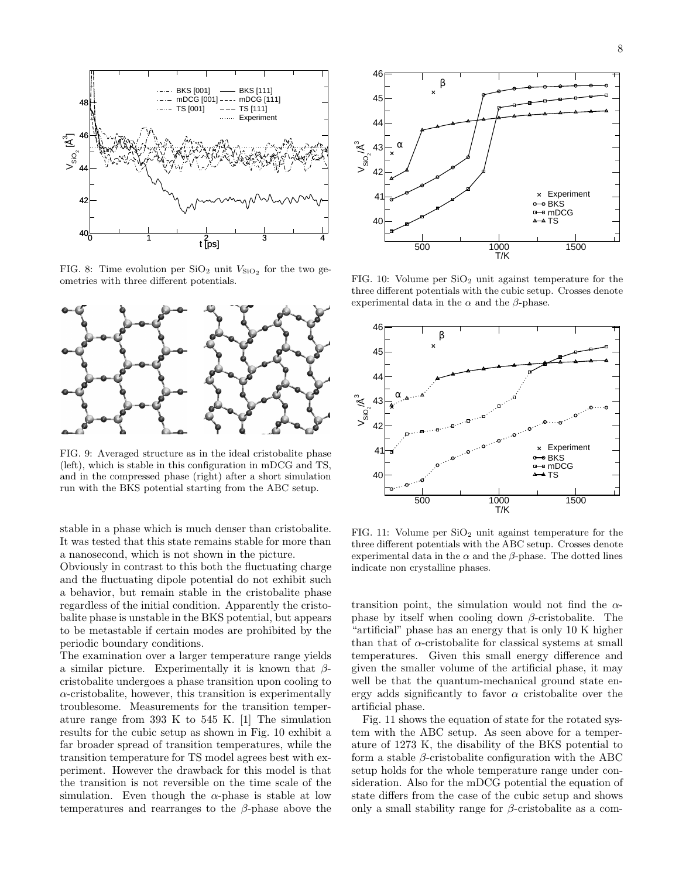BKS [001]
BKS [111]
mDCG [001]
mDCG [111]
TS [001]
TS [111]
Experiment

$V_{SiO_2}$ [Å$^3$]

40
42
44
46
48

t [ps]

0 1 2 3 4

FIG. 8: Time evolution per $SiO_2$ unit $V_{SiO_2}$ for the two geometries with three different potentials.

FIG. 9: Averaged structure as in the ideal cristobalite phase (left), which is stable in this configuration in mDCG and TS, and in the compressed phase (right) after a short simulation run with the BKS potential starting from the ABC setup.

stable in a phase which is much denser than cristobalite. It was tested that this state remains stable for more than a nanosecond, which is not shown in the picture.

Obviously in contrast to this both the fluctuating charge and the fluctuating dipole potential do not exhibit such a behavior, but remain stable in the cristobalite phase regardless of the initial condition. Apparently the cristobalite phase is unstable in the BKS potential, but appears to be metastable if certain modes are prohibited by the periodic boundary conditions.

The examination over a larger temperature range yields a similar picture. Experimentally it is known that $\beta$-cristobalite undergoes a phase transition upon cooling to $\alpha$-cristobalite, however, this transition is experimentally troublesome. Measurements for the transition temperature range from 393 K to 545 K. [1] The simulation results for the cubic setup as shown in Fig. 10 exhibit a far broader spread of transition temperatures, while the transition temperature for TS model agrees best with experiment. However the drawback for this model is that the transition is not reversible on the time scale of the simulation. Even though the $\alpha$-phase is stable at low temperatures and rearranges to the $\beta$-phase above the

β
α

Experiment
BKS
mDCG
TS

$V_{SiO_2}$/Å$^3$

40
41
42
43
44
45
46

T/K

500 1000 1500

FIG. 10: Volume per $SiO_2$ unit against temperature for the three different potentials with the cubic setup. Crosses denote experimental data in the $\alpha$ and the $\beta$-phase.

β
α

Experiment
BKS
mDCG
TS

$V_{SiO_2}$/Å$^3$

40
41
42
43
44
45
46

T/K

500 1000 1500

FIG. 11: Volume per $SiO_2$ unit against temperature for the three different potentials with the ABC setup. Crosses denote experimental data in the $\alpha$ and the $\beta$-phase. The dotted lines indicate non crystalline phases.

transition point, the simulation would not find the $\alpha$-phase by itself when cooling down $\beta$-cristobalite. The "artificial" phase has an energy that is only 10 K higher than that of $\alpha$-cristobalite for classical systems at small temperatures. Given this small energy difference and given the smaller volume of the artificial phase, it may well be that the quantum-mechanical ground state energy adds significantly to favor $\alpha$ cristobalite over the artificial phase.

Fig. 11 shows the equation of state for the rotated system with the ABC setup. As seen above for a temperature of 1273 K, the disability of the BKS potential to form a stable $\beta$-cristobalite configuration with the ABC setup holds for the whole temperature range under consideration. Also for the mDCG potential the equation of state differs from the case of the cubic setup and shows only a small stability range for $\beta$-cristobalite as a com-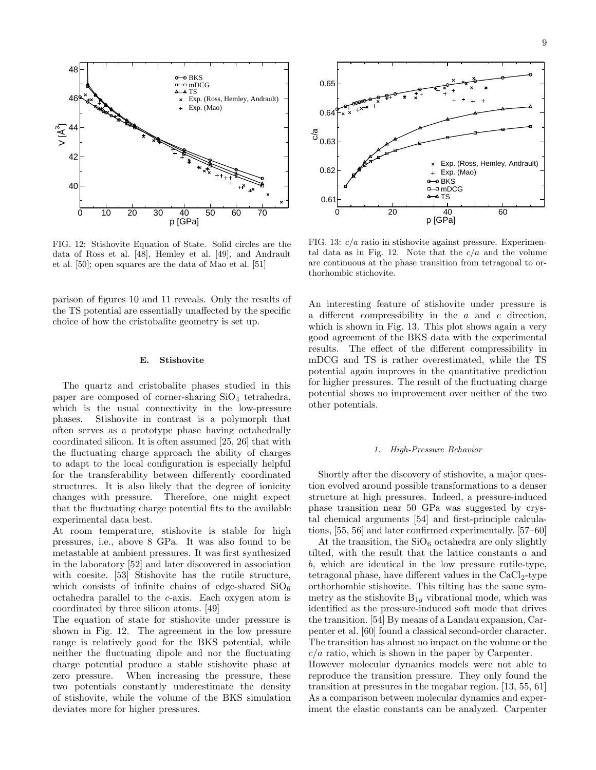48
46
44
42
40
V [Å$^3$]
0 10 20 30 40 50 60 70
p [GPa]
BKS
mDCG
TS
Exp. (Ross, Hemley, Andrault)
Exp. (Mao)

FIG. 12: Stishovite Equation of State. Solid circles are the data of Ross et al. [48], Hemley et al. [49], and Andrault et al. [50]; open squares are the data of Mao et al. [51]

0.65
0.64
0.63
0.62
0.61
c/a
0 20 40 60
p [GPa]
Exp. (Ross, Hemley, Andrault)
Exp. (Mao)
BKS
mDCG
TS

FIG. 13: $c/a$ ratio in stishovite against pressure. Experimental data as in Fig. 12. Note that the $c/a$ and the volume are continuous at the phase transition from tetragonal to orthorhombic stichovite.

parison of figures 10 and 11 reveals. Only the results of the TS potential are essentially unaffected by the specific choice of how the cristobalite geometry is set up.

### E. Stishovite

The quartz and cristobalite phases studied in this paper are composed of corner-sharing $SiO_4$ tetrahedra, which is the usual connectivity in the low-pressure phases. Stishovite in contrast is a polymorph that often serves as a prototype phase having octahedrally coordinated silicon. It is often assumed [25, 26] that with the fluctuating charge approach the ability of charges to adapt to the local configuration is especially helpful for the transferability between differently coordinated structures. It is also likely that the degree of ionicity changes with pressure. Therefore, one might expect that the fluctuating charge potential fits to the available experimental data best.

At room temperature, stishovite is stable for high pressures, i.e., above 8 GPa. It was also found to be metastable at ambient pressures. It was first synthesized in the laboratory [52] and later discovered in association with coesite. [53] Stishovite has the rutile structure, which consists of infinite chains of edge-shared $SiO_6$ octahedra parallel to the $c$-axis. Each oxygen atom is coordinated by three silicon atoms. [49]

The equation of state for stishovite under pressure is shown in Fig. 12. The agreement in the low pressure range is relatively good for the BKS potential, while neither the fluctuating dipole and nor the fluctuating charge potential produce a stable stishovite phase at zero pressure. When increasing the pressure, these two potentials constantly underestimate the density of stishovite, while the volume of the BKS simulation deviates more for higher pressures.

An interesting feature of stishovite under pressure is a different compressibility in the $a$ and $c$ direction, which is shown in Fig. 13. This plot shows again a very good agreement of the BKS data with the experimental results. The effect of the different compressibility in mDCG and TS is rather overestimated, while the TS potential again improves in the quantitative prediction for higher pressures. The result of the fluctuating charge potential shows no improvement over neither of the two other potentials.

#### *1. High-Pressure Behavior*

Shortly after the discovery of stishovite, a major question evolved around possible transformations to a denser structure at high pressures. Indeed, a pressure-induced phase transition near 50 GPa was suggested by crystal chemical arguments [54] and first-principle calculations, [55, 56] and later confirmed experimentally. [57–60]

At the transition, the $SiO_6$ octahedra are only slightly tilted, with the result that the lattice constants $a$ and $b$, which are identical in the low pressure rutile-type, tetragonal phase, have different values in the $CaCl_2$-type orthorhombic stishovite. This tilting has the same symmetry as the stishovite $B_{1g}$ vibrational mode, which was identified as the pressure-induced soft mode that drives the transition. [54] By means of a Landau expansion, Carpenter et al. [60] found a classical second-order character. The transition has almost no impact on the volume or the $c/a$ ratio, which is shown in the paper by Carpenter.

However molecular dynamics models were not able to reproduce the transition pressure. They only found the transition at pressures in the megabar region. [13, 55, 61] As a comparison between molecular dynamics and experiment the elastic constants can be analyzed. Carpenter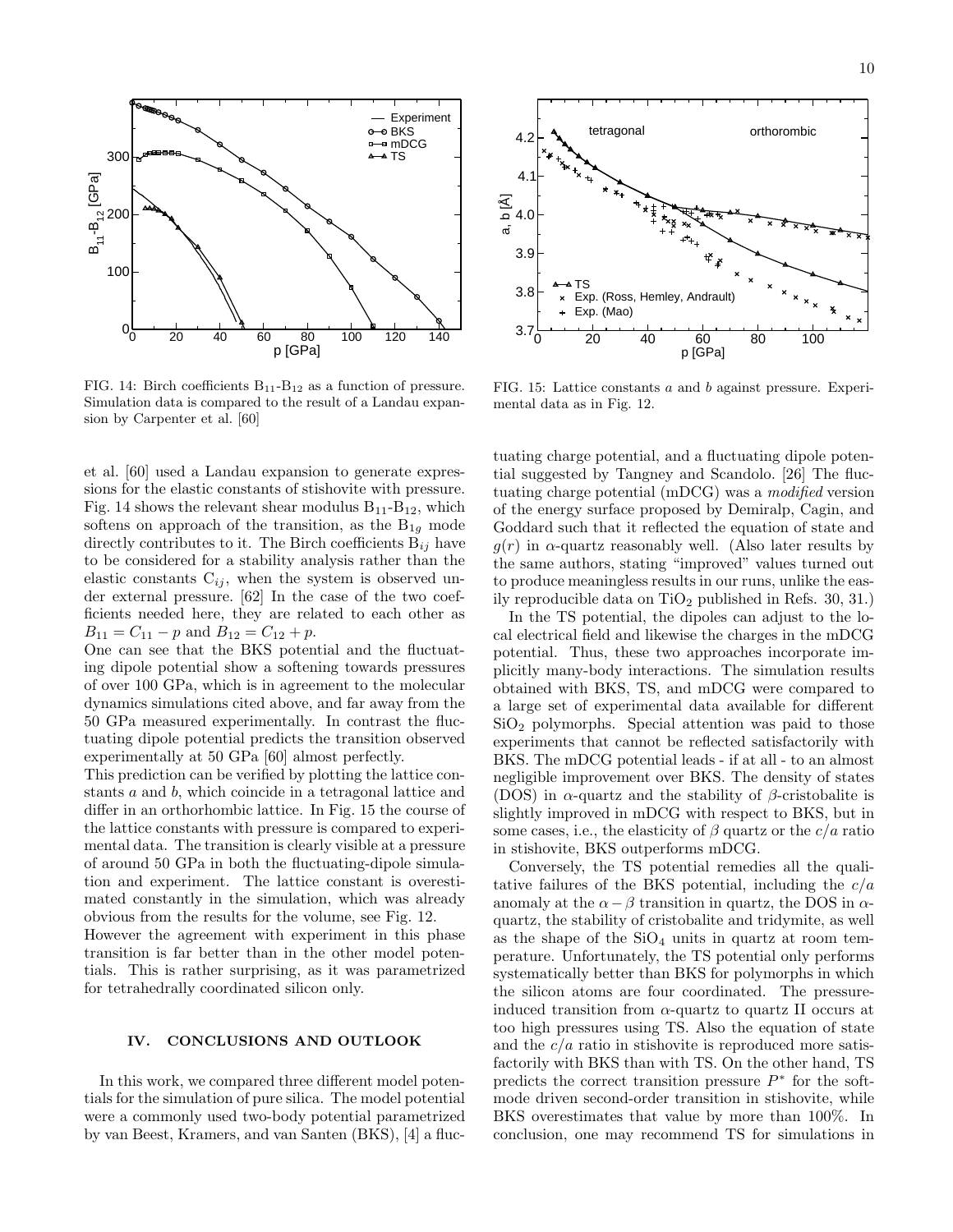Experiment
BKS
mDCG
TS

$B_{11}$-$B_{12}$ [GPa]

p [GPa]

FIG. 14: Birch coefficients $B_{11}$-$B_{12}$ as a function of pressure. Simulation data is compared to the result of a Landau expansion by Carpenter et al. [60]

tetragonal
orthorombic

a, b [Å]

TS
Exp. (Ross, Hemley, Andrault)
Exp. (Mao)

p [GPa]

FIG. 15: Lattice constants $a$ and $b$ against pressure. Experimental data as in Fig. 12.

et al. [60] used a Landau expansion to generate expressions for the elastic constants of stishovite with pressure. Fig. 14 shows the relevant shear modulus $B_{11}$-$B_{12}$, which softens on approach of the transition, as the $B_{1g}$ mode directly contributes to it. The Birch coefficients $B_{ij}$ have to be considered for a stability analysis rather than the elastic constants $C_{ij}$, when the system is observed under external pressure. [62] In the case of the two coefficients needed here, they are related to each other as $B_{11} = C_{11} - p$ and $B_{12} = C_{12} + p$.

One can see that the BKS potential and the fluctuating dipole potential show a softening towards pressures of over 100 GPa, which is in agreement to the molecular dynamics simulations cited above, and far away from the 50 GPa measured experimentally. In contrast the fluctuating dipole potential predicts the transition observed experimentally at 50 GPa [60] almost perfectly.

This prediction can be verified by plotting the lattice constants $a$ and $b$, which coincide in a tetragonal lattice and differ in an orthorhombic lattice. In Fig. 15 the course of the lattice constants with pressure is compared to experimental data. The transition is clearly visible at a pressure of around 50 GPa in both the fluctuating-dipole simulation and experiment. The lattice constant is overestimated constantly in the simulation, which was already obvious from the results for the volume, see Fig. 12.

However the agreement with experiment in this phase transition is far better than in the other model potentials. This is rather surprising, as it was parametrized for tetrahedrally coordinated silicon only.

## IV. CONCLUSIONS AND OUTLOOK

In this work, we compared three different model potentials for the simulation of pure silica. The model potential were a commonly used two-body potential parametrized by van Beest, Kramers, and van Santen (BKS), [4] a fluctuating charge potential, and a fluctuating dipole potential suggested by Tangney and Scandolo. [26] The fluctuating charge potential (mDCG) was a *modified* version of the energy surface proposed by Demiralp, Cagin, and Goddard such that it reflected the equation of state and $g(r)$ in $\alpha$-quartz reasonably well. (Also later results by the same authors, stating "improved" values turned out to produce meaningless results in our runs, unlike the easily reproducible data on $TiO_2$ published in Refs. 30, 31.)

In the TS potential, the dipoles can adjust to the local electrical field and likewise the charges in the mDCG potential. Thus, these two approaches incorporate implicitly many-body interactions. The simulation results obtained with BKS, TS, and mDCG were compared to a large set of experimental data available for different $SiO_2$ polymorphs. Special attention was paid to those experiments that cannot be reflected satisfactorily with BKS. The mDCG potential leads - if at all - to an almost negligible improvement over BKS. The density of states (DOS) in $\alpha$-quartz and the stability of $\beta$-cristobalite is slightly improved in mDCG with respect to BKS, but in some cases, i.e., the elasticity of $\beta$ quartz or the $c/a$ ratio in stishovite, BKS outperforms mDCG.

Conversely, the TS potential remedies all the qualitative failures of the BKS potential, including the $c/a$ anomaly at the $\alpha-\beta$ transition in quartz, the DOS in $\alpha$-quartz, the stability of cristobalite and tridymite, as well as the shape of the $SiO_4$ units in quartz at room temperature. Unfortunately, the TS potential only performs systematically better than BKS for polymorphs in which the silicon atoms are four coordinated. The pressure-induced transition from $\alpha$-quartz to quartz II occurs at too high pressures using TS. Also the equation of state and the $c/a$ ratio in stishovite is reproduced more satisfactorily with BKS than with TS. On the other hand, TS predicts the correct transition pressure $P^*$ for the soft-mode driven second-order transition in stishovite, while BKS overestimates that value by more than 100%. In conclusion, one may recommend TS for simulations in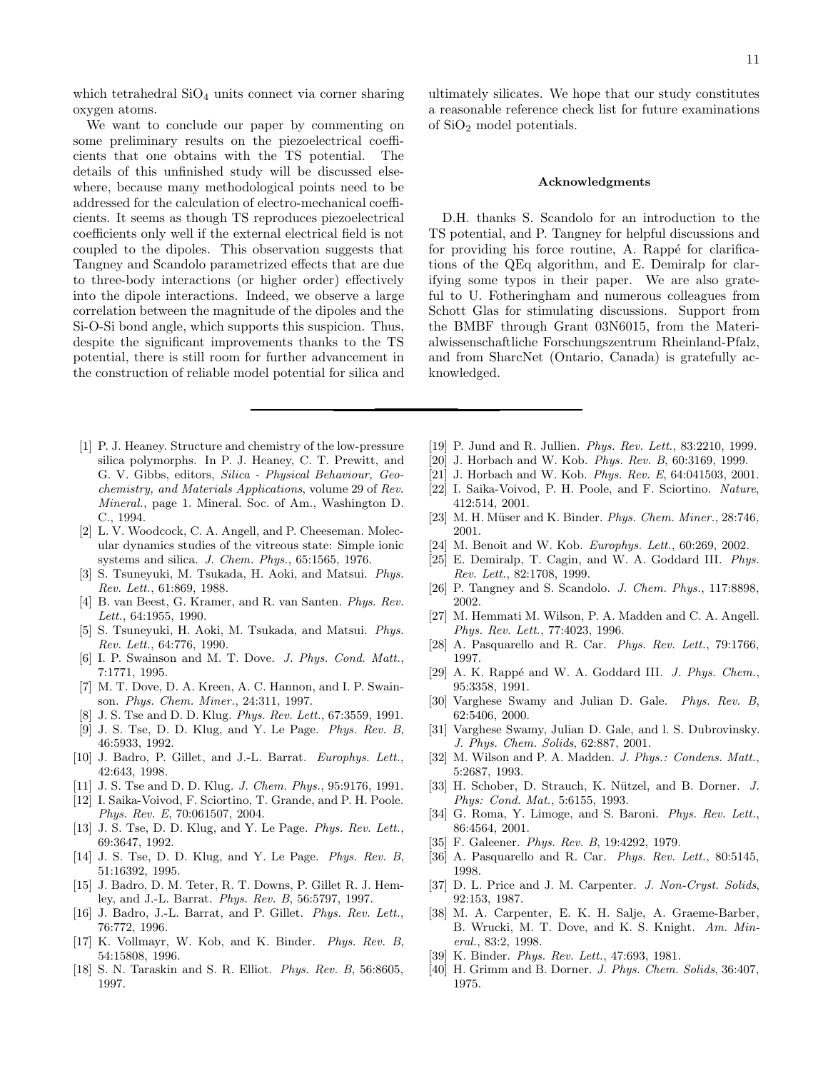which tetrahedral $SiO_4$ units connect via corner sharing oxygen atoms.

We want to conclude our paper by commenting on some preliminary results on the piezoelectrical coefficients that one obtains with the TS potential. The details of this unfinished study will be discussed elsewhere, because many methodological points need to be addressed for the calculation of electro-mechanical coefficients. It seems as though TS reproduces piezoelectrical coefficients only well if the external electrical field is not coupled to the dipoles. This observation suggests that Tangney and Scandolo parametrized effects that are due to three-body interactions (or higher order) effectively into the dipole interactions. Indeed, we observe a large correlation between the magnitude of the dipoles and the Si-O-Si bond angle, which supports this suspicion. Thus, despite the significant improvements thanks to the TS potential, there is still room for further advancement in the construction of reliable model potential for silica and ultimately silicates. We hope that our study constitutes a reasonable reference check list for future examinations of $SiO_2$ model potentials.

### Acknowledgments

D.H. thanks S. Scandolo for an introduction to the TS potential, and P. Tangney for helpful discussions and for providing his force routine, A. Rappé for clarifications of the QEq algorithm, and E. Demiralp for clarifying some typos in their paper. We are also grateful to U. Fotheringham and numerous colleagues from Schott Glas for stimulating discussions. Support from the BMBF through Grant 03N6015, from the Materialwissenschaftliche Forschungszentrum Rheinland-Pfalz, and from SharcNet (Ontario, Canada) is gratefully acknowledged.

---

[1] P. J. Heaney. Structure and chemistry of the low-pressure silica polymorphs. In P. J. Heaney, C. T. Prewitt, and G. V. Gibbs, editors, *Silica - Physical Behaviour, Geochemistry, and Materials Applications*, volume 29 of *Rev. Mineral.*, page 1. Mineral. Soc. of Am., Washington D. C., 1994.

[2] L. V. Woodcock, C. A. Angell, and P. Cheeseman. Molecular dynamics studies of the vitreous state: Simple ionic systems and silica. *J. Chem. Phys.*, 65:1565, 1976.

[3] S. Tsuneyuki, M. Tsukada, H. Aoki, and Matsui. *Phys. Rev. Lett.*, 61:869, 1988.

[4] B. van Beest, G. Kramer, and R. van Santen. *Phys. Rev. Lett.*, 64:1955, 1990.

[5] S. Tsuneyuki, H. Aoki, M. Tsukada, and Matsui. *Phys. Rev. Lett.*, 64:776, 1990.

[6] I. P. Swainson and M. T. Dove. *J. Phys. Cond. Matt.*, 7:1771, 1995.

[7] M. T. Dove, D. A. Kreen, A. C. Hannon, and I. P. Swainson. *Phys. Chem. Miner.*, 24:311, 1997.

[8] J. S. Tse and D. D. Klug. *Phys. Rev. Lett.*, 67:3559, 1991.

[9] J. S. Tse, D. D. Klug, and Y. Le Page. *Phys. Rev. B*, 46:5933, 1992.

[10] J. Badro, P. Gillet, and J.-L. Barrat. *Europhys. Lett.*, 42:643, 1998.

[11] J. S. Tse and D. D. Klug. *J. Chem. Phys.*, 95:9176, 1991.

[12] I. Saika-Voivod, F. Sciortino, T. Grande, and P. H. Poole. *Phys. Rev. E*, 70:061507, 2004.

[13] J. S. Tse, D. D. Klug, and Y. Le Page. *Phys. Rev. Lett.*, 69:3647, 1992.

[14] J. S. Tse, D. D. Klug, and Y. Le Page. *Phys. Rev. B*, 51:16392, 1995.

[15] J. Badro, D. M. Teter, R. T. Downs, P. Gillet R. J. Hemley, and J.-L. Barrat. *Phys. Rev. B*, 56:5797, 1997.

[16] J. Badro, J.-L. Barrat, and P. Gillet. *Phys. Rev. Lett.*, 76:772, 1996.

[17] K. Vollmayr, W. Kob, and K. Binder. *Phys. Rev. B*, 54:15808, 1996.

[18] S. N. Taraskin and S. R. Elliot. *Phys. Rev. B*, 56:8605, 1997.

[19] P. Jund and R. Jullien. *Phys. Rev. Lett.*, 83:2210, 1999.

[20] J. Horbach and W. Kob. *Phys. Rev. B*, 60:3169, 1999.

[21] J. Horbach and W. Kob. *Phys. Rev. E*, 64:041503, 2001.

[22] I. Saika-Voivod, P. H. Poole, and F. Sciortino. *Nature*, 412:514, 2001.

[23] M. H. Müser and K. Binder. *Phys. Chem. Miner.*, 28:746, 2001.

[24] M. Benoit and W. Kob. *Europhys. Lett.*, 60:269, 2002.

[25] E. Demiralp, T. Cagin, and W. A. Goddard III. *Phys. Rev. Lett.*, 82:1708, 1999.

[26] P. Tangney and S. Scandolo. *J. Chem. Phys.*, 117:8898, 2002.

[27] M. Hemmati M. Wilson, P. A. Madden and C. A. Angell. *Phys. Rev. Lett.*, 77:4023, 1996.

[28] A. Pasquarello and R. Car. *Phys. Rev. Lett.*, 79:1766, 1997.

[29] A. K. Rappé and W. A. Goddard III. *J. Phys. Chem.*, 95:3358, 1991.

[30] Varghese Swamy and Julian D. Gale. *Phys. Rev. B*, 62:5406, 2000.

[31] Varghese Swamy, Julian D. Gale, and l. S. Dubrovinsky. *J. Phys. Chem. Solids*, 62:887, 2001.

[32] M. Wilson and P. A. Madden. *J. Phys.: Condens. Matt.*, 5:2687, 1993.

[33] H. Schober, D. Strauch, K. Nützel, and B. Dorner. *J. Phys: Cond. Mat.*, 5:6155, 1993.

[34] G. Roma, Y. Limoge, and S. Baroni. *Phys. Rev. Lett.*, 86:4564, 2001.

[35] F. Galeener. *Phys. Rev. B*, 19:4292, 1979.

[36] A. Pasquarello and R. Car. *Phys. Rev. Lett.*, 80:5145, 1998.

[37] D. L. Price and J. M. Carpenter. *J. Non-Cryst. Solids*, 92:153, 1987.

[38] M. A. Carpenter, E. K. H. Salje, A. Graeme-Barber, B. Wrucki, M. T. Dove, and K. S. Knight. *Am. Mineral.*, 83:2, 1998.

[39] K. Binder. *Phys. Rev. Lett.*, 47:693, 1981.

[40] H. Grimm and B. Dorner. *J. Phys. Chem. Solids*, 36:407, 1975.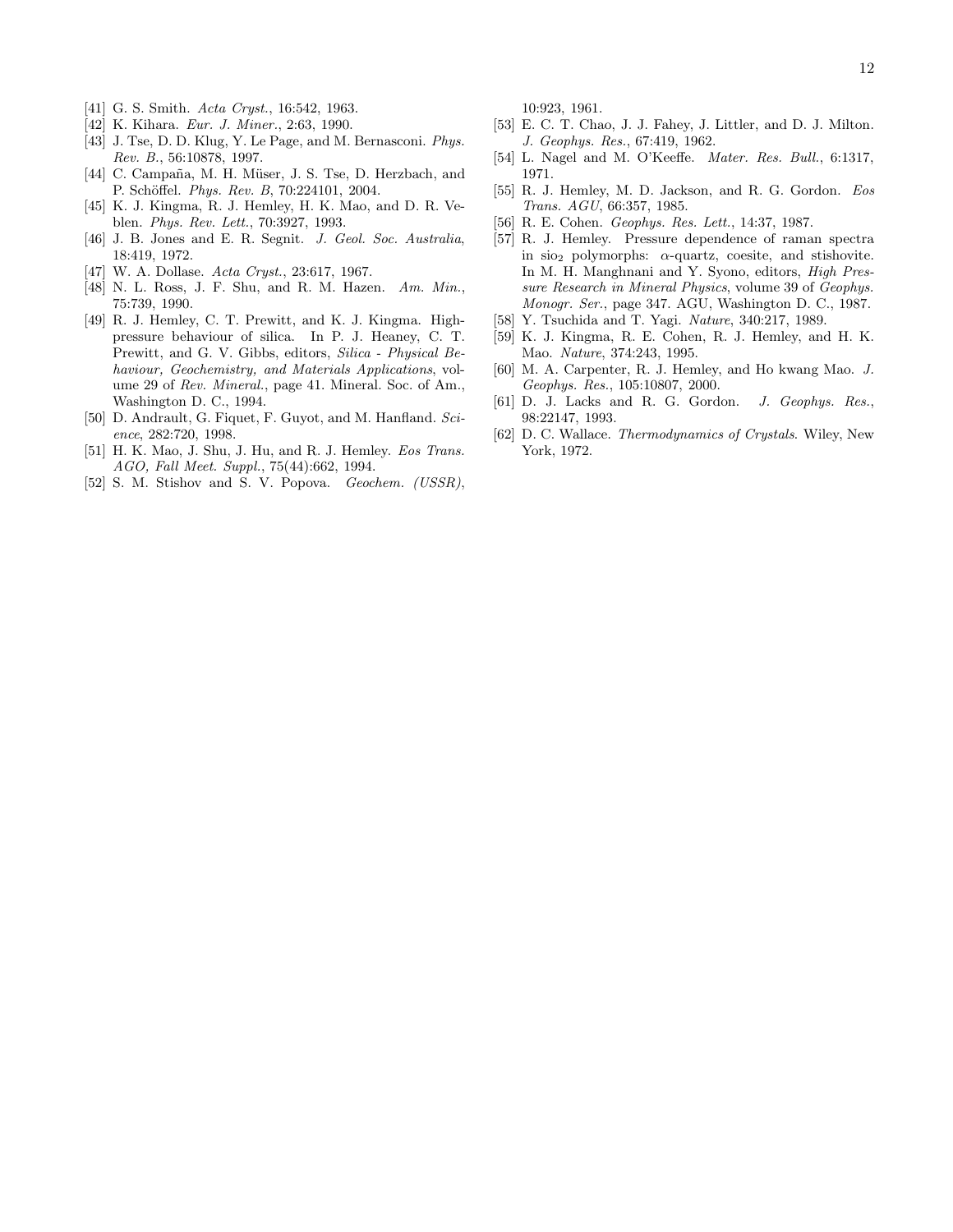- [41] G. S. Smith. *Acta Cryst.*, 16:542, 1963.
- [42] K. Kihara. *Eur. J. Miner.*, 2:63, 1990.
- [43] J. Tse, D. D. Klug, Y. Le Page, and M. Bernasconi. *Phys. Rev. B.*, 56:10878, 1997.
- [44] C. Campaña, M. H. Müser, J. S. Tse, D. Herzbach, and P. Schöffel. *Phys. Rev. B*, 70:224101, 2004.
- [45] K. J. Kingma, R. J. Hemley, H. K. Mao, and D. R. Veblen. *Phys. Rev. Lett.*, 70:3927, 1993.
- [46] J. B. Jones and E. R. Segnit. *J. Geol. Soc. Australia*, 18:419, 1972.
- [47] W. A. Dollase. *Acta Cryst.*, 23:617, 1967.
- [48] N. L. Ross, J. F. Shu, and R. M. Hazen. *Am. Min.*, 75:739, 1990.
- [49] R. J. Hemley, C. T. Prewitt, and K. J. Kingma. High-pressure behaviour of silica. In P. J. Heaney, C. T. Prewitt, and G. V. Gibbs, editors, *Silica - Physical Behaviour, Geochemistry, and Materials Applications*, volume 29 of *Rev. Mineral.*, page 41. Mineral. Soc. of Am., Washington D. C., 1994.
- [50] D. Andrault, G. Fiquet, F. Guyot, and M. Hanfland. *Science*, 282:720, 1998.
- [51] H. K. Mao, J. Shu, J. Hu, and R. J. Hemley. *Eos Trans. AGO, Fall Meet. Suppl.*, 75(44):662, 1994.
- [52] S. M. Stishov and S. V. Popova. *Geochem. (USSR)*, 10:923, 1961.
- [53] E. C. T. Chao, J. J. Fahey, J. Littler, and D. J. Milton. *J. Geophys. Res.*, 67:419, 1962.
- [54] L. Nagel and M. O'Keeffe. *Mater. Res. Bull.*, 6:1317, 1971.
- [55] R. J. Hemley, M. D. Jackson, and R. G. Gordon. *Eos Trans. AGU*, 66:357, 1985.
- [56] R. E. Cohen. *Geophys. Res. Lett.*, 14:37, 1987.
- [57] R. J. Hemley. Pressure dependence of raman spectra in $sio_2$ polymorphs: $\alpha$-quartz, coesite, and stishovite. In M. H. Manghnani and Y. Syono, editors, *High Pressure Research in Mineral Physics*, volume 39 of *Geophys. Monogr. Ser.*, page 347. AGU, Washington D. C., 1987.
- [58] Y. Tsuchida and T. Yagi. *Nature*, 340:217, 1989.
- [59] K. J. Kingma, R. E. Cohen, R. J. Hemley, and H. K. Mao. *Nature*, 374:243, 1995.
- [60] M. A. Carpenter, R. J. Hemley, and Ho kwang Mao. *J. Geophys. Res.*, 105:10807, 2000.
- [61] D. J. Lacks and R. G. Gordon. *J. Geophys. Res.*, 98:22147, 1993.
- [62] D. C. Wallace. *Thermodynamics of Crystals*. Wiley, New York, 1972.